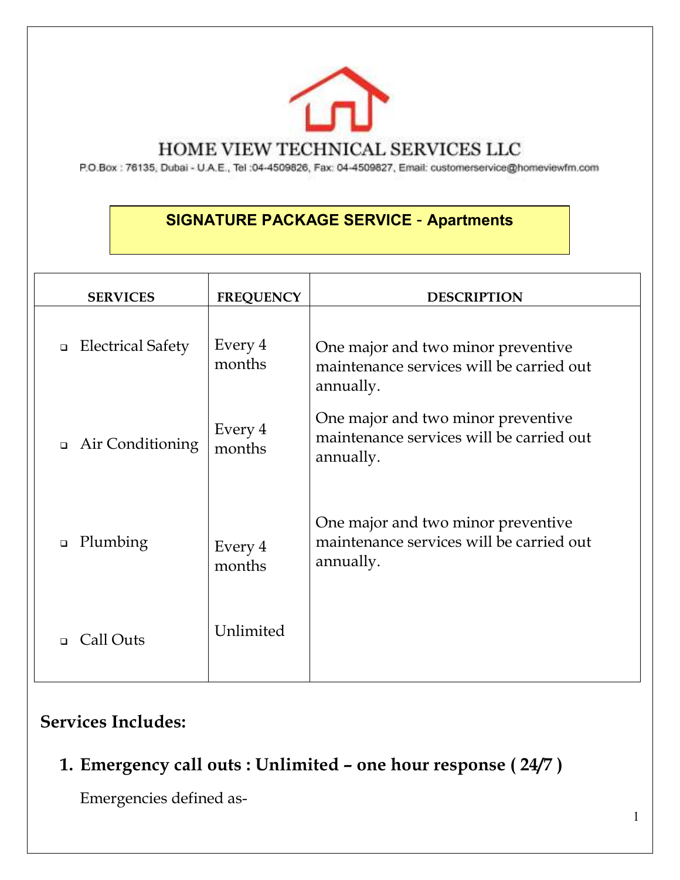# HOME VIEW TECHNICAL SERVICES LLC

P.O.Box : 76135, Dubai - U.A.E., Tel :04-4509826, Fax: 04-4509827, Email: customerservice@homeviewfm.com

## SIGNATURE PACKAGE SERVICE - Apartments

| SERVICES | FREQUENCY | DESCRIPTION |
|---|---|---|
| Electrical Safety | Every 4 months | One major and two minor preventive maintenance services will be carried out annually. |
| Air Conditioning | Every 4 months | One major and two minor preventive maintenance services will be carried out annually. |
| Plumbing | Every 4 months | One major and two minor preventive maintenance services will be carried out annually. |
| Call Outs | Unlimited | |

**Services Includes:**

1. **Emergency call outs : Unlimited – one hour response ( 24/7 )**

   Emergencies defined as-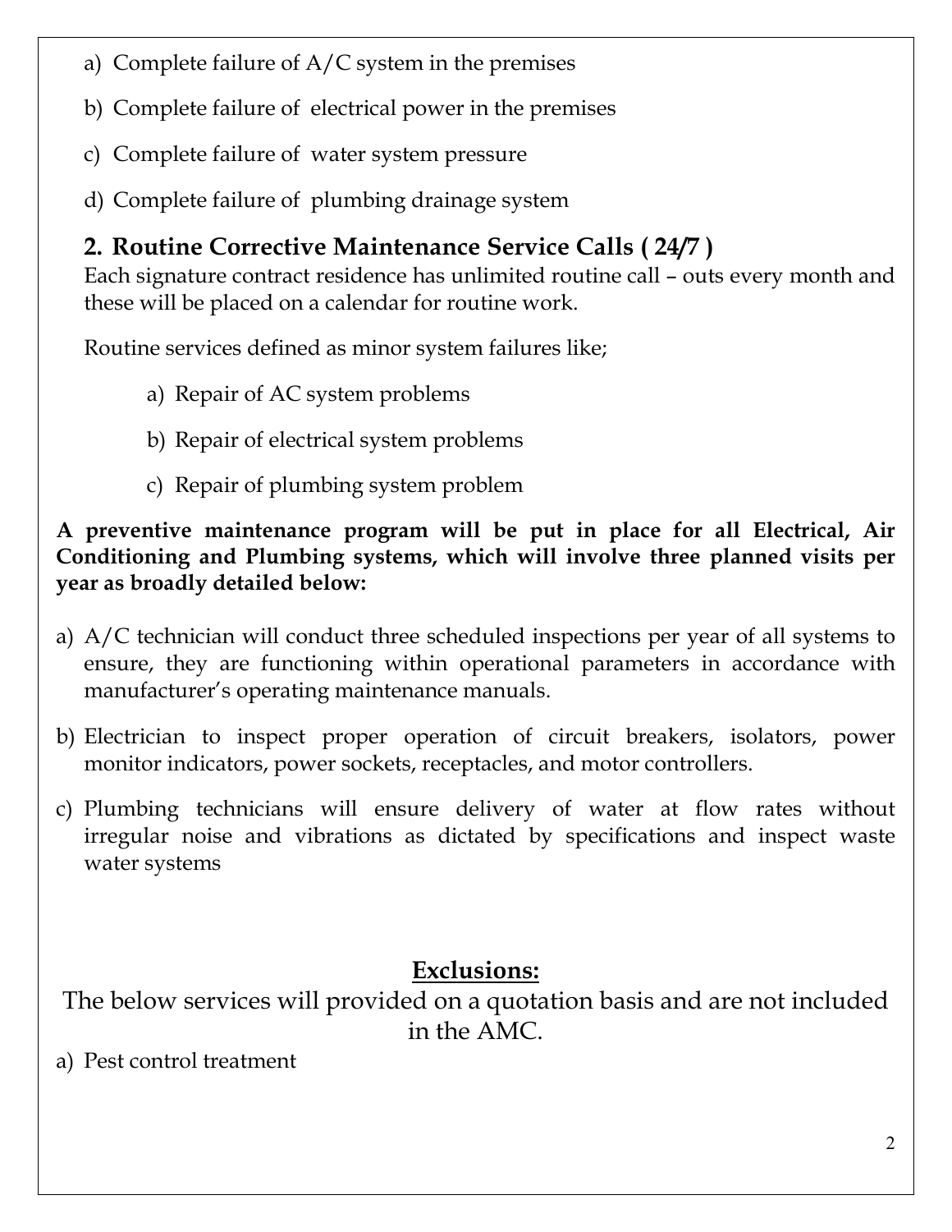a) Complete failure of A/C system in the premises

b) Complete failure of electrical power in the premises

c) Complete failure of water system pressure

d) Complete failure of plumbing drainage system

## 2. Routine Corrective Maintenance Service Calls ( 24/7 )

Each signature contract residence has unlimited routine call – outs every month and these will be placed on a calendar for routine work.

Routine services defined as minor system failures like;

a) Repair of AC system problems

b) Repair of electrical system problems

c) Repair of plumbing system problem

**A preventive maintenance program will be put in place for all Electrical, Air Conditioning and Plumbing systems, which will involve three planned visits per year as broadly detailed below:**

a) A/C technician will conduct three scheduled inspections per year of all systems to ensure, they are functioning within operational parameters in accordance with manufacturer's operating maintenance manuals.

b) Electrician to inspect proper operation of circuit breakers, isolators, power monitor indicators, power sockets, receptacles, and motor controllers.

c) Plumbing technicians will ensure delivery of water at flow rates without irregular noise and vibrations as dictated by specifications and inspect waste water systems

## <u>Exclusions:</u>

The below services will provided on a quotation basis and are not included in the AMC.

a) Pest control treatment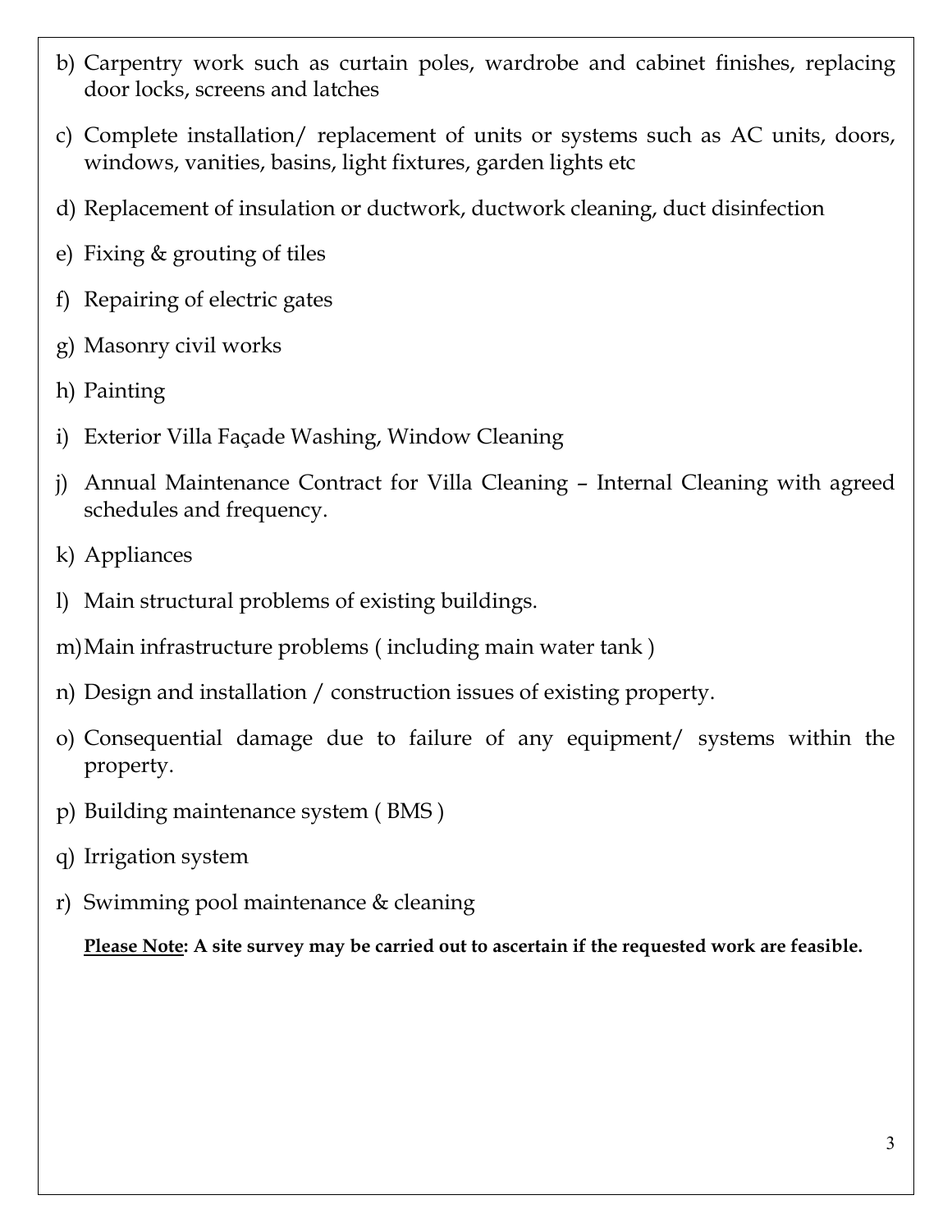b) Carpentry work such as curtain poles, wardrobe and cabinet finishes, replacing door locks, screens and latches

c) Complete installation/ replacement of units or systems such as AC units, doors, windows, vanities, basins, light fixtures, garden lights etc

d) Replacement of insulation or ductwork, ductwork cleaning, duct disinfection

e) Fixing & grouting of tiles

f) Repairing of electric gates

g) Masonry civil works

h) Painting

i) Exterior Villa Façade Washing, Window Cleaning

j) Annual Maintenance Contract for Villa Cleaning – Internal Cleaning with agreed schedules and frequency.

k) Appliances

l) Main structural problems of existing buildings.

m) Main infrastructure problems ( including main water tank )

n) Design and installation / construction issues of existing property.

o) Consequential damage due to failure of any equipment/ systems within the property.

p) Building maintenance system ( BMS )

q) Irrigation system

r) Swimming pool maintenance & cleaning

**<u>Please Note</u>: A site survey may be carried out to ascertain if the requested work are feasible.**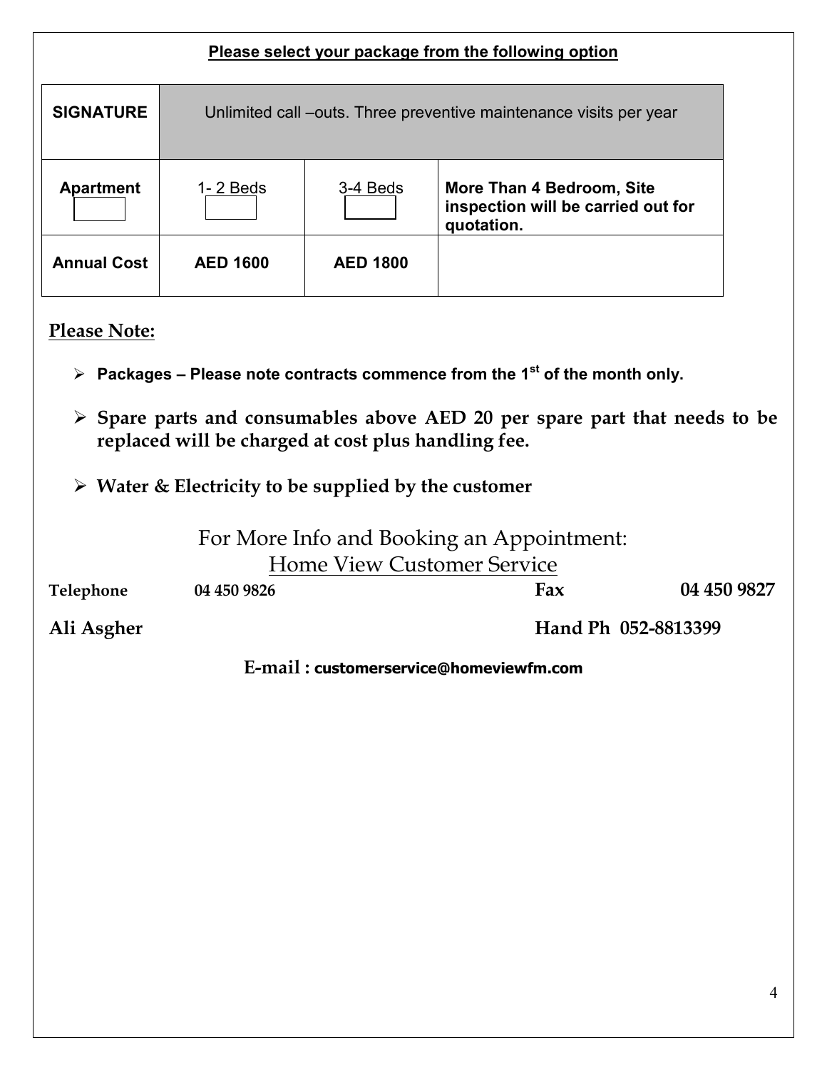**Please select your package from the following option**

| | | | |
|---|---|---|---|
| **SIGNATURE** | Unlimited call –outs. Three preventive maintenance visits per year | | |
| **Apartment** ☐ | 1- 2 Beds ☐ | 3-4 Beds ☐ | **More Than 4 Bedroom, Site inspection will be carried out for quotation.** |
| **Annual Cost** | **AED 1600** | **AED 1800** | |

## Please Note:

- **Packages – Please note contracts commence from the 1st of the month only.**
- **Spare parts and consumables above AED 20 per spare part that needs to be replaced will be charged at cost plus handling fee.**
- **Water & Electricity to be supplied by the customer**

For More Info and Booking an Appointment:
Home View Customer Service

**Telephone** **04 450 9826** **Fax** **04 450 9827**

**Ali Asgher** **Hand Ph 052-8813399**

**E-mail : customerservice@homeviewfm.com**